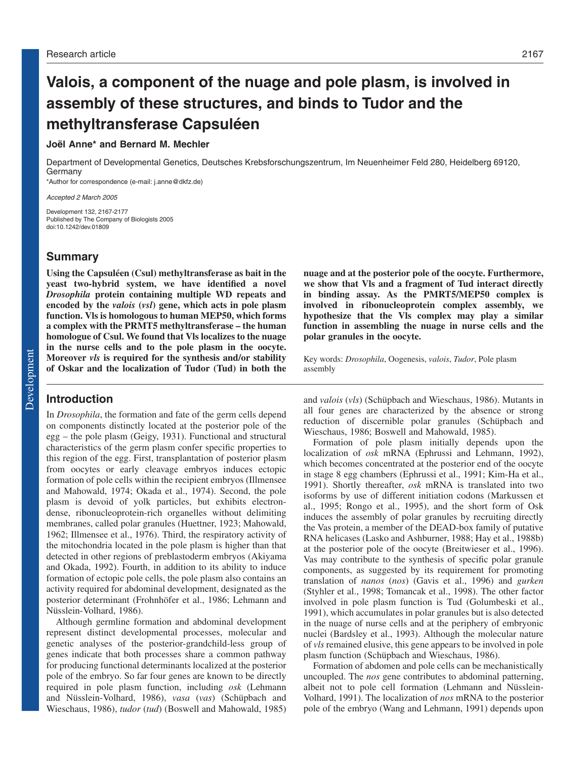# Valois, a component of the nuage and pole plasm, is involved in assembly of these structures, and binds to Tudor and the methyltransferase Capsuléen

**Joël Anne* and Bernard M. Mechler**

Department of Developmental Genetics, Deutsches Krebsforschungszentrum, Im Neuenheimer Feld 280, Heidelberg 69120, Germany

*Author for correspondence (e-mail: j.anne@dkfz.de)

*Accepted 2 March 2005*

Development 132, 2167-2177
Published by The Company of Biologists 2005
doi:10.1242/dev.01809

## Summary

**Using the Capsuléen (Csul) methyltransferase as bait in the yeast two-hybrid system, we have identified a novel *Drosophila* protein containing multiple WD repeats and encoded by the *valois* (*vsl*) gene, which acts in pole plasm function. Vls is homologous to human MEP50, which forms a complex with the PRMT5 methyltransferase – the human homologue of Csul. We found that Vls localizes to the nuage in the nurse cells and to the pole plasm in the oocyte. Moreover *vls* is required for the synthesis and/or stability of Oskar and the localization of Tudor (Tud) in both the nuage and at the posterior pole of the oocyte. Furthermore, we show that Vls and a fragment of Tud interact directly in binding assay. As the PMRT5/MEP50 complex is involved in ribonucleoprotein complex assembly, we hypothesize that the Vls complex may play a similar function in assembling the nuage in nurse cells and the polar granules in the oocyte.**

Key words: *Drosophila*, Oogenesis, *valois*, *Tudor*, Pole plasm assembly

## Introduction

In *Drosophila*, the formation and fate of the germ cells depend on components distinctly located at the posterior pole of the egg – the pole plasm (Geigy, 1931). Functional and structural characteristics of the germ plasm confer specific properties to this region of the egg. First, transplantation of posterior plasm from oocytes or early cleavage embryos induces ectopic formation of pole cells within the recipient embryos (Illmensee and Mahowald, 1974; Okada et al., 1974). Second, the pole plasm is devoid of yolk particles, but exhibits electron-dense, ribonucleoprotein-rich organelles without delimiting membranes, called polar granules (Huettner, 1923; Mahowald, 1962; Illmensee et al., 1976). Third, the respiratory activity of the mitochondria located in the pole plasm is higher than that detected in other regions of preblastoderm embryos (Akiyama and Okada, 1992). Fourth, in addition to its ability to induce formation of ectopic pole cells, the pole plasm also contains an activity required for abdominal development, designated as the posterior determinant (Frohnhöfer et al., 1986; Lehmann and Nüsslein-Volhard, 1986).

Although germline formation and abdominal development represent distinct developmental processes, molecular and genetic analyses of the posterior-grandchild-less group of genes indicate that both processes share a common pathway for producing functional determinants localized at the posterior pole of the embryo. So far four genes are known to be directly required in pole plasm function, including *osk* (Lehmann and Nüsslein-Volhard, 1986), *vasa* (*vas*) (Schüpbach and Wieschaus, 1986), *tudor* (*tud*) (Boswell and Mahowald, 1985) and *valois* (*vls*) (Schüpbach and Wieschaus, 1986). Mutants in all four genes are characterized by the absence or strong reduction of discernible polar granules (Schüpbach and Wieschaus, 1986; Boswell and Mahowald, 1985).

Formation of pole plasm initially depends upon the localization of *osk* mRNA (Ephrussi and Lehmann, 1992), which becomes concentrated at the posterior end of the oocyte in stage 8 egg chambers (Ephrussi et al., 1991; Kim-Ha et al., 1991). Shortly thereafter, *osk* mRNA is translated into two isoforms by use of different initiation codons (Markussen et al., 1995; Rongo et al., 1995), and the short form of Osk induces the assembly of polar granules by recruiting directly the Vas protein, a member of the DEAD-box family of putative RNA helicases (Lasko and Ashburner, 1988; Hay et al., 1988b) at the posterior pole of the oocyte (Breitwieser et al., 1996). Vas may contribute to the synthesis of specific polar granule components, as suggested by its requirement for promoting translation of *nanos* (*nos*) (Gavis et al., 1996) and *gurken* (Styhler et al., 1998; Tomancak et al., 1998). The other factor involved in pole plasm function is Tud (Golumbeski et al., 1991), which accumulates in polar granules but is also detected in the nuage of nurse cells and at the periphery of embryonic nuclei (Bardsley et al., 1993). Although the molecular nature of *vls* remained elusive, this gene appears to be involved in pole plasm function (Schüpbach and Wieschaus, 1986).

Formation of abdomen and pole cells can be mechanistically uncoupled. The *nos* gene contributes to abdominal patterning, albeit not to pole cell formation (Lehmann and Nüsslein-Volhard, 1991). The localization of *nos* mRNA to the posterior pole of the embryo (Wang and Lehmann, 1991) depends upon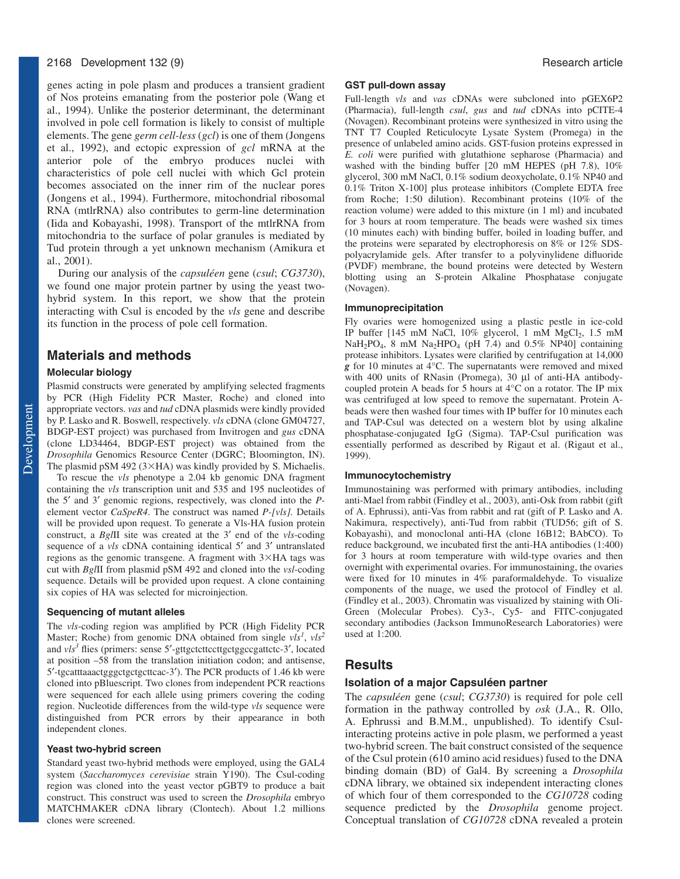genes acting in pole plasm and produces a transient gradient of Nos proteins emanating from the posterior pole (Wang et al., 1994). Unlike the posterior determinant, the determinant involved in pole cell formation is likely to consist of multiple elements. The gene *germ cell-less* (*gcl*) is one of them (Jongens et al., 1992), and ectopic expression of *gcl* mRNA at the anterior pole of the embryo produces nuclei with characteristics of pole cell nuclei with which Gcl protein becomes associated on the inner rim of the nuclear pores (Jongens et al., 1994). Furthermore, mitochondrial ribosomal RNA (mtlrRNA) also contributes to germ-line determination (Iida and Kobayashi, 1998). Transport of the mtlrRNA from mitochondria to the surface of polar granules is mediated by Tud protein through a yet unknown mechanism (Amikura et al., 2001).

During our analysis of the *capsuléen* gene (*csul*; *CG3730*), we found one major protein partner by using the yeast two-hybrid system. In this report, we show that the protein interacting with Csul is encoded by the *vls* gene and describe its function in the process of pole cell formation.

## Materials and methods

### Molecular biology

Plasmid constructs were generated by amplifying selected fragments by PCR (High Fidelity PCR Master, Roche) and cloned into appropriate vectors. *vas* and *tud* cDNA plasmids were kindly provided by P. Lasko and R. Boswell, respectively. *vls* cDNA (clone GM04727, BDGP-EST project) was purchased from Invitrogen and *gus* cDNA (clone LD34464, BDGP-EST project) was obtained from the *Drosophila* Genomics Resource Center (DGRC; Bloomington, IN). The plasmid pSM 492 (3×HA) was kindly provided by S. Michaelis.

To rescue the *vls* phenotype a 2.04 kb genomic DNA fragment containing the *vls* transcription unit and 535 and 195 nucleotides of the 5′ and 3′ genomic regions, respectively, was cloned into the *P*-element vector *CaSpeR4*. The construct was named *P-[vls]*. Details will be provided upon request. To generate a Vls-HA fusion protein construct, a *Bgl*II site was created at the 3′ end of the *vls*-coding sequence of a *vls* cDNA containing identical 5′ and 3′ untranslated regions as the genomic transgene. A fragment with 3×HA tags was cut with *Bgl*II from plasmid pSM 492 and cloned into the *vsl*-coding sequence. Details will be provided upon request. A clone containing six copies of HA was selected for microinjection.

### Sequencing of mutant alleles

The *vls*-coding region was amplified by PCR (High Fidelity PCR Master; Roche) from genomic DNA obtained from single *vls*[1], *vls*[2] and *vls*[3] flies (primers: sense 5′-gttgctcttccttgctggccgattctc-3′, located at position –58 from the translation initiation codon; and antisense, 5′-tgcatttaaactgggctgctgcttcac-3′). The PCR products of 1.46 kb were cloned into pBluescript. Two clones from independent PCR reactions were sequenced for each allele using primers covering the coding region. Nucleotide differences from the wild-type *vls* sequence were distinguished from PCR errors by their appearance in both independent clones.

### Yeast two-hybrid screen

Standard yeast two-hybrid methods were employed, using the GAL4 system (*Saccharomyces cerevisiae* strain Y190). The Csul-coding region was cloned into the yeast vector pGBT9 to produce a bait construct. This construct was used to screen the *Drosophila* embryo MATCHMAKER cDNA library (Clontech). About 1.2 millions clones were screened.

### GST pull-down assay

Full-length *vls* and *vas* cDNAs were subcloned into pGEX6P2 (Pharmacia), full-length *csul*, *gus* and *tud* cDNAs into pCITE-4 (Novagen). Recombinant proteins were synthesized in vitro using the TNT T7 Coupled Reticulocyte Lysate System (Promega) in the presence of unlabeled amino acids. GST-fusion proteins expressed in *E. coli* were purified with glutathione sepharose (Pharmacia) and washed with the binding buffer [20 mM HEPES (pH 7.8), 10% glycerol, 300 mM NaCl, 0.1% sodium deoxycholate, 0.1% NP40 and 0.1% Triton X-100] plus protease inhibitors (Complete EDTA free from Roche; 1:50 dilution). Recombinant proteins (10% of the reaction volume) were added to this mixture (in 1 ml) and incubated for 3 hours at room temperature. The beads were washed six times (10 minutes each) with binding buffer, boiled in loading buffer, and the proteins were separated by electrophoresis on 8% or 12% SDS-polyacrylamide gels. After transfer to a polyvinylidene difluoride (PVDF) membrane, the bound proteins were detected by Western blotting using an S-protein Alkaline Phosphatase conjugate (Novagen).

### Immunoprecipitation

Fly ovaries were homogenized using a plastic pestle in ice-cold IP buffer [145 mM NaCl, 10% glycerol, 1 mM $MgCl_2$, 1.5 mM $NaH_2PO_4$, 8 mM $Na_2HPO_4$ (pH 7.4) and 0.5% NP40] containing protease inhibitors. Lysates were clarified by centrifugation at 14,000 ***g*** for 10 minutes at 4°C. The supernatants were removed and mixed with 400 units of RNasin (Promega), 30 μl of anti-HA antibody-coupled protein A beads for 5 hours at 4°C on a rotator. The IP mix was centrifuged at low speed to remove the supernatant. Protein A-beads were then washed four times with IP buffer for 10 minutes each and TAP-Csul was detected on a western blot by using alkaline phosphatase-conjugated IgG (Sigma). TAP-Csul purification was essentially performed as described by Rigaut et al. (Rigaut et al., 1999).

### Immunocytochemistry

Immunostaining was performed with primary antibodies, including anti-Mael from rabbit (Findley et al., 2003), anti-Osk from rabbit (gift of A. Ephrussi), anti-Vas from rabbit and rat (gift of P. Lasko and A. Nakimura, respectively), anti-Tud from rabbit (TUD56; gift of S. Kobayashi), and monoclonal anti-HA (clone 16B12; BAbCO). To reduce background, we incubated first the anti-HA antibodies (1:400) for 3 hours at room temperature with wild-type ovaries and then overnight with experimental ovaries. For immunostaining, the ovaries were fixed for 10 minutes in 4% paraformaldehyde. To visualize components of the nuage, we used the protocol of Findley et al. (Findley et al., 2003). Chromatin was visualized by staining with Oli-Green (Molecular Probes). Cy3-, Cy5- and FITC-conjugated secondary antibodies (Jackson ImmunoResearch Laboratories) were used at 1:200.

## Results

### Isolation of a major Capsuléen partner

The *capsuléen* gene (*csul*; *CG3730*) is required for pole cell formation in the pathway controlled by *osk* (J.A., R. Ollo, A. Ephrussi and B.M.M., unpublished). To identify Csul-interacting proteins active in pole plasm, we performed a yeast two-hybrid screen. The bait construct consisted of the sequence of the Csul protein (610 amino acid residues) fused to the DNA binding domain (BD) of Gal4. By screening a *Drosophila* cDNA library, we obtained six independent interacting clones of which four of them corresponded to the *CG10728* coding sequence predicted by the *Drosophila* genome project. Conceptual translation of *CG10728* cDNA revealed a protein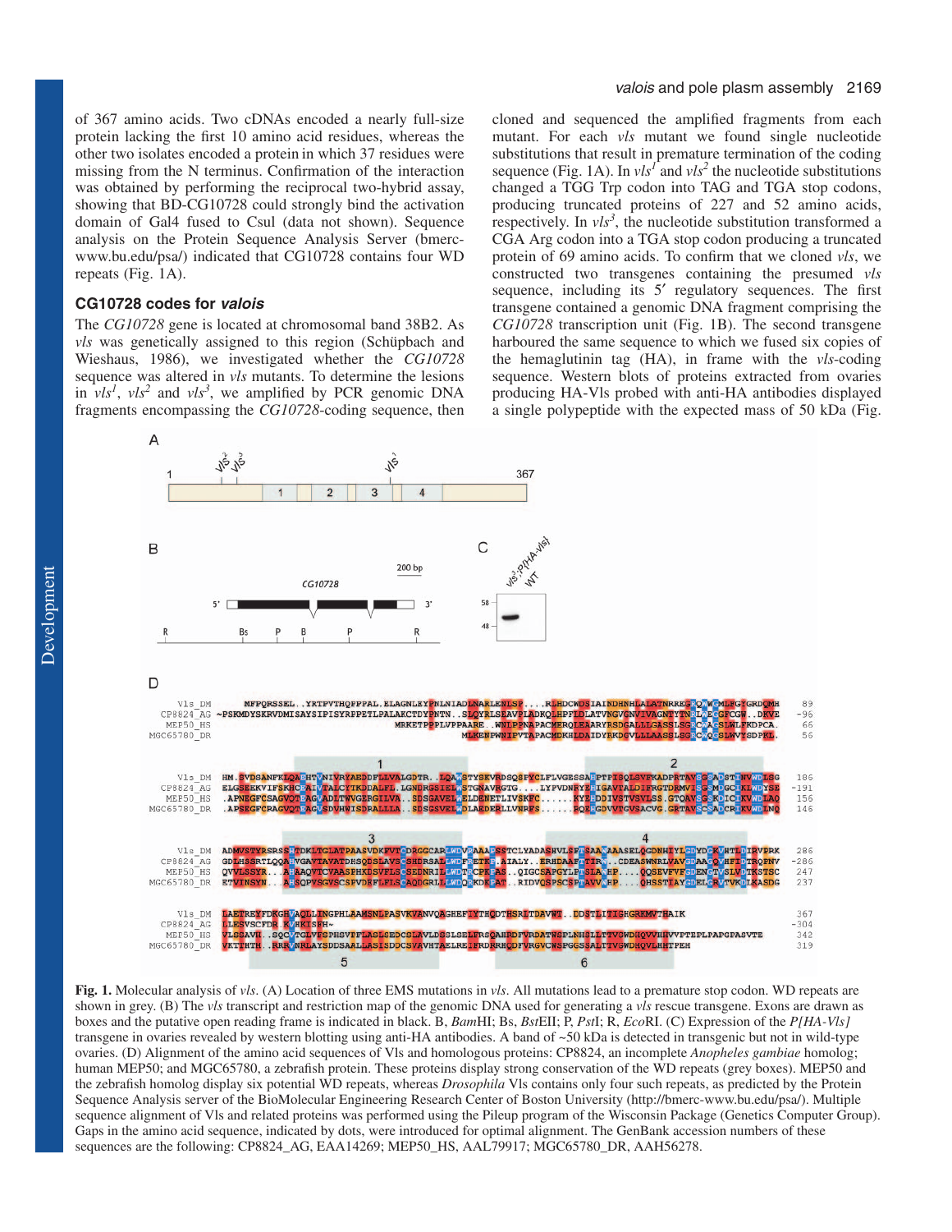of 367 amino acids. Two cDNAs encoded a nearly full-size protein lacking the first 10 amino acid residues, whereas the other two isolates encoded a protein in which 37 residues were missing from the N terminus. Confirmation of the interaction was obtained by performing the reciprocal two-hybrid assay, showing that BD-CG10728 could strongly bind the activation domain of Gal4 fused to Csul (data not shown). Sequence analysis on the Protein Sequence Analysis Server (bmerc-www.bu.edu/psa/) indicated that CG10728 contains four WD repeats (Fig. 1A).

## CG10728 codes for *valois*

The *CG10728* gene is located at chromosomal band 38B2. As *vls* was genetically assigned to this region (Schüpbach and Wieshaus, 1986), we investigated whether the *CG10728* sequence was altered in *vls* mutants. To determine the lesions in *vls*[1], *vls*[2] and *vls*[3], we amplified by PCR genomic DNA fragments encompassing the *CG10728*-coding sequence, then cloned and sequenced the amplified fragments from each mutant. For each *vls* mutant we found single nucleotide substitutions that result in premature termination of the coding sequence (Fig. 1A). In *vls*[1] and *vls*[2] the nucleotide substitutions changed a TGG Trp codon into TAG and TGA stop codons, producing truncated proteins of 227 and 52 amino acids, respectively. In *vls*[3], the nucleotide substitution transformed a CGA Arg codon into a TGA stop codon producing a truncated protein of 69 amino acids. To confirm that we cloned *vls*, we constructed two transgenes containing the presumed *vls* sequence, including its 5′ regulatory sequences. The first transgene contained a genomic DNA fragment comprising the *CG10728* transcription unit (Fig. 1B). The second transgene harboured the same sequence to which we fused six copies of the hemaglutinin tag (HA), in frame with the *vls*-coding sequence. Western blots of proteins extracted from ovaries producing HA-Vls probed with anti-HA antibodies displayed a single polypeptide with the expected mass of 50 kDa (Fig.

A

1
vls2 vls3
vls1
367
1 2 3 4

B

200 bp
CG10728
5′ 3′
R Bs P B P R

C

vls3;P[HA-vls]
WT
58
48

D

```
 Vls_DM      MFPQRSSEL..YRTPVTHQFPPAL.ELAGNLEYPNLNIADLNARLENLSP....RLHDCWDSIAINDHNHLALATNRREGEQVWCMLFGTGRDQMH   89
 CP8824_AG ~PSKMDYSKRVDMISAYSIPISYRPPETLPALAKCTDYPNTN..SLQYRLSEAVPLADKQLHPFLDLATVNGVGNVIVAGNYTYNRLLEGFCGW..DKVE  -96
 MEP50_HS                                   MRKETPPPLVPPAARE..WNLPPNAPACMERQLEAARYRSDGALLLGASSLSGRCWAGSLWLFKDPCA.   66
 MGC65780_DR                                MLKENFWNIPVTAPACMDKHLDAIDYRKDGVLLLAASSLSGRCWOGSLWVYSDPKL.   56

 Vls_DM      HM.SVDSANFKLQAEHTVNIVRYAEDDFLLVALGDTR..LQAWSTYSKVRDSQSFYCLFLVGESSAEPTPISQLSVFKADPRTAVSGGADSTDNVWDLSG  186
 CP8824_AG   ELGSEEKVIFSKHCDAIVTALCYTKDDALFL.LGNDRGSIELWSTGNAVRGTG....LYPVDNRYEPIGAVTALDIFRGTDRMVISGSMDGCIKLWDYSE -191
 MEP50_HS    .APNEGFCSAGVQTEAGVADLTWVGERGILVA..SDSGAVELWELDENETLIVSKFC......KYEHDDIVSTVSVLSS.GTQAVSGSKDICIKVWDLAQ  156
 MGC65780_DR .APSEGFCRAGVQTEAGVSDVHWISDRALLLA..SDSGSVELWDLAEDERLLVNRFS......RQEHGDVVTCVSACVG.GRTAVSCSADCRIKVWDLNQ  146

 Vls_DM      ADMVSTYRSRSSHTDKLTCLATPAASVDKFVTCDRGGCARLWDVRAAAHSSTCLYADASHVLSFPSAAWAAASELQCDNHIYLGDYDCKVHTLDIRVPRK  286
 CP8824_AG   GDLHSSRTLQQADVGAVTAVATDHSQDSLAVSCSHDRSALLWDFRETKPAIALY..ERHDAAFTIRW..CDEASWNRLVAVCGAAGQVHFIDTRQFNV -286
 MEP50_HS    QVVLSSYR...AHAAQVTCVAASPHKDSVFLSCSEDNRILLWDTRCPKPAS..QIGCSAPGYLPTSLAWHP....QQSEVFVFGDENGTVSLVDTKSTSC  247
 MGC65780_DR ETVINSYN...AHSQPVSGVSCSFVDRFLFLSCAQDGRLLLWDQRKDKPAT..RIDVQSPSCSPPAVVWHP....QHSSTIAYGDELGRVTVKDIKASDG  237

 Vls_DM      LAETREYFDKGHVAQLLINGPHLAAMSNLPASVKVANVQAGHEFIYTHQDTHSRLTDAVWT..DDSTLITIGHGREMVTHAIK                 367
 CP8824_AG   LLESVSCFDRRVHKISFH~                                                                                 -304
 MEP50_HS    VLSSAVH..SQCVTGLVFSPHSVPFLASLSEDCSLAVLDSSLSELFRSQAHRDFVRDATWSPLNHSLLTTVGWDHQVVHHVVPTEPLPAPGPASVTE  342
 MGC65780_DR VKTTHTH..RRRVNRLAYSDDSAALLASLSDDCSVAVHTAELREIFRDRRHQDFVRGVCWSPGGSSALTTVGWDHQVLHHTPEH              319
```

1 2 3 4 5 6

**Fig. 1.** Molecular analysis of *vls*. (A) Location of three EMS mutations in *vls*. All mutations lead to a premature stop codon. WD repeats are shown in grey. (B) The *vls* transcript and restriction map of the genomic DNA used for generating a *vls* rescue transgene. Exons are drawn as boxes and the putative open reading frame is indicated in black. B, *Bam*HI; Bs, *Bst*EII; P, *Pst*I; R, *Eco*RI. (C) Expression of the *P[HA-Vls]* transgene in ovaries revealed by western blotting using anti-HA antibodies. A band of ~50 kDa is detected in transgenic but not in wild-type ovaries. (D) Alignment of the amino acid sequences of Vls and homologous proteins: CP8824, an incomplete *Anopheles gambiae* homolog; human MEP50; and MGC65780, a zebrafish protein. These proteins display strong conservation of the WD repeats (grey boxes). MEP50 and the zebrafish homolog display six potential WD repeats, whereas *Drosophila* Vls contains only four such repeats, as predicted by the Protein Sequence Analysis server of the BioMolecular Engineering Research Center of Boston University (http://bmerc-www.bu.edu/psa/). Multiple sequence alignment of Vls and related proteins was performed using the Pileup program of the Wisconsin Package (Genetics Computer Group). Gaps in the amino acid sequence, indicated by dots, were introduced for optimal alignment. The GenBank accession numbers of these sequences are the following: CP8824_AG, EAA14269; MEP50_HS, AAL79917; MGC65780_DR, AAH56278.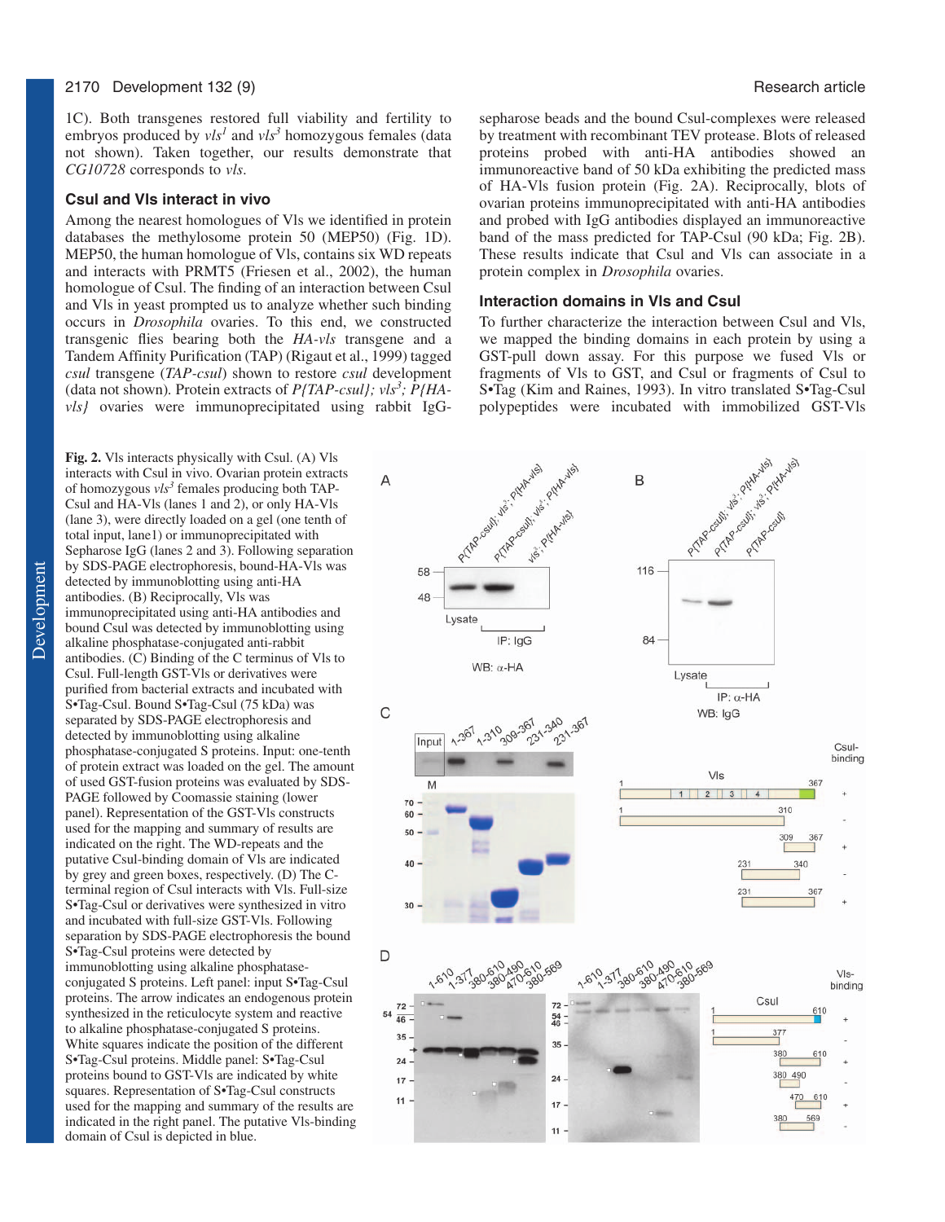1C). Both transgenes restored full viability and fertility to embryos produced by *vls*[1] and *vls*[3] homozygous females (data not shown). Taken together, our results demonstrate that *CG10728* corresponds to *vls*.

### Csul and Vls interact in vivo

Among the nearest homologues of Vls we identified in protein databases the methylosome protein 50 (MEP50) (Fig. 1D). MEP50, the human homologue of Vls, contains six WD repeats and interacts with PRMT5 (Friesen et al., 2002), the human homologue of Csul. The finding of an interaction between Csul and Vls in yeast prompted us to analyze whether such binding occurs in *Drosophila* ovaries. To this end, we constructed transgenic flies bearing both the *HA-vls* transgene and a Tandem Affinity Purification (TAP) (Rigaut et al., 1999) tagged *csul* transgene (*TAP-csul*) shown to restore *csul* development (data not shown). Protein extracts of *P{TAP-csul}; vls*[3]*; P{HA-vls}* ovaries were immunoprecipitated using rabbit IgG-sepharose beads and the bound Csul-complexes were released by treatment with recombinant TEV protease. Blots of released proteins probed with anti-HA antibodies showed an immunoreactive band of 50 kDa exhibiting the predicted mass of HA-Vls fusion protein (Fig. 2A). Reciprocally, blots of ovarian proteins immunoprecipitated with anti-HA antibodies and probed with IgG antibodies displayed an immunoreactive band of the mass predicted for TAP-Csul (90 kDa; Fig. 2B). These results indicate that Csul and Vls can associate in a protein complex in *Drosophila* ovaries.

### Interaction domains in Vls and Csul

To further characterize the interaction between Csul and Vls, we mapped the binding domains in each protein by using a GST-pull down assay. For this purpose we fused Vls or fragments of Vls to GST, and Csul or fragments of Csul to S•Tag (Kim and Raines, 1993). In vitro translated S•Tag-Csul polypeptides were incubated with immobilized GST-Vls

**Fig. 2.** Vls interacts physically with Csul. (A) Vls interacts with Csul in vivo. Ovarian protein extracts of homozygous *vls*[3] females producing both TAP-Csul and HA-Vls (lanes 1 and 2), or only HA-Vls (lane 3), were directly loaded on a gel (one tenth of total input, lane1) or immunoprecipitated with Sepharose IgG (lanes 2 and 3). Following separation by SDS-PAGE electrophoresis, bound-HA-Vls was detected by immunoblotting using anti-HA antibodies. (B) Reciprocally, Vls was immunoprecipitated using anti-HA antibodies and bound Csul was detected by immunoblotting using alkaline phosphatase-conjugated anti-rabbit antibodies. (C) Binding of the C terminus of Vls to Csul. Full-length GST-Vls or derivatives were purified from bacterial extracts and incubated with S•Tag-Csul. Bound S•Tag-Csul (75 kDa) was separated by SDS-PAGE electrophoresis and detected by immunoblotting using alkaline phosphatase-conjugated S proteins. Input: one-tenth of protein extract was loaded on the gel. The amount of used GST-fusion proteins was evaluated by SDS-PAGE followed by Coomassie staining (lower panel). Representation of the GST-Vls constructs used for the mapping and summary of results are indicated on the right. The WD-repeats and the putative Csul-binding domain of Vls are indicated by grey and green boxes, respectively. (D) The C-terminal region of Csul interacts with Vls. Full-size S•Tag-Csul or derivatives were synthesized in vitro and incubated with full-size GST-Vls. Following separation by SDS-PAGE electrophoresis the bound S•Tag-Csul proteins were detected by immunoblotting using alkaline phosphatase-conjugated S proteins. Left panel: input S•Tag-Csul proteins. The arrow indicates an endogenous protein synthesized in the reticulocyte system and reactive to alkaline phosphatase-conjugated S proteins. White squares indicate the position of the different S•Tag-Csul proteins. Middle panel: S•Tag-Csul proteins bound to GST-Vls are indicated by white squares. Representation of S•Tag-Csul constructs used for the mapping and summary of the results are indicated in the right panel. The putative Vls-binding domain of Csul is depicted in blue.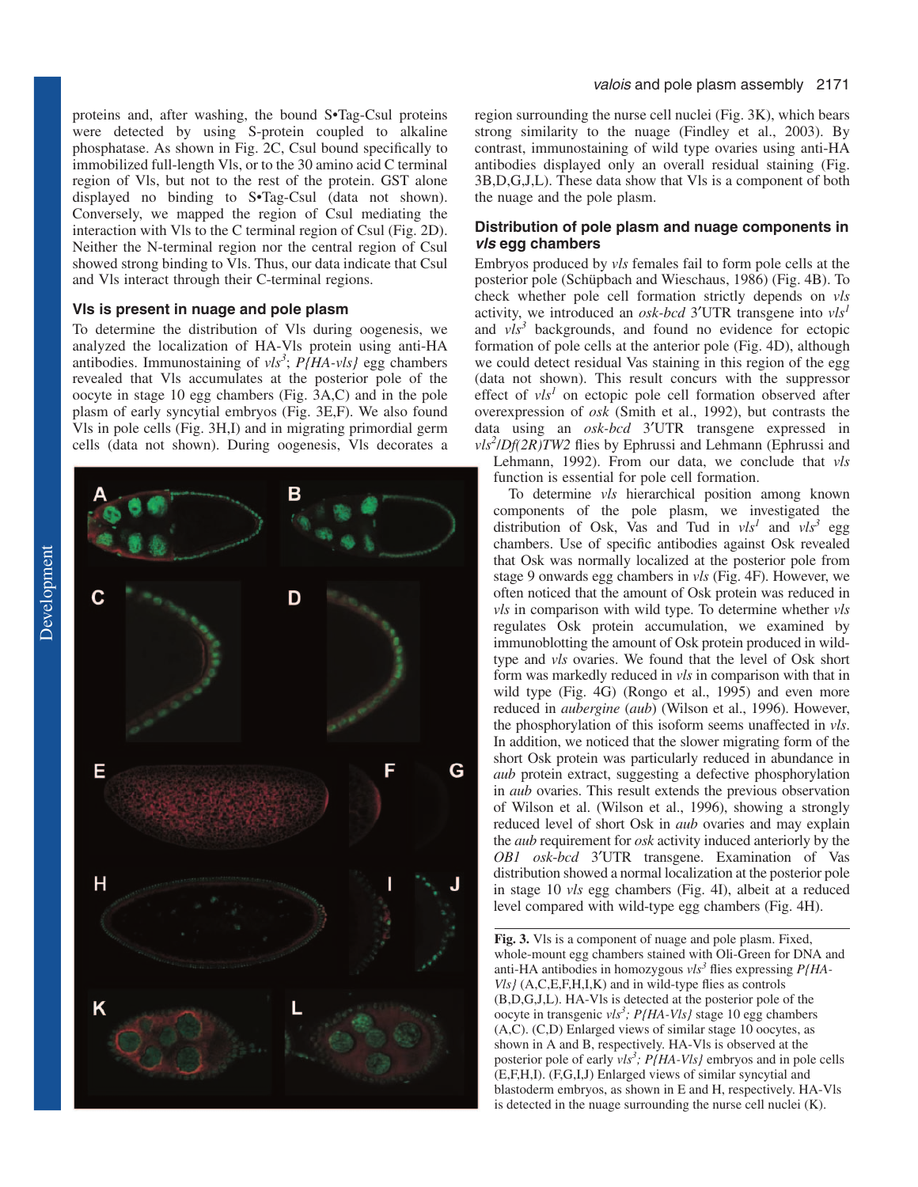proteins and, after washing, the bound S•Tag-Csul proteins were detected by using S-protein coupled to alkaline phosphatase. As shown in Fig. 2C, Csul bound specifically to immobilized full-length Vls, or to the 30 amino acid C terminal region of Vls, but not to the rest of the protein. GST alone displayed no binding to S•Tag-Csul (data not shown). Conversely, we mapped the region of Csul mediating the interaction with Vls to the C terminal region of Csul (Fig. 2D). Neither the N-terminal region nor the central region of Csul showed strong binding to Vls. Thus, our data indicate that Csul and Vls interact through their C-terminal regions.

### Vls is present in nuage and pole plasm

To determine the distribution of Vls during oogenesis, we analyzed the localization of HA-Vls protein using anti-HA antibodies. Immunostaining of *vls*[3]; *P{HA-vls}* egg chambers revealed that Vls accumulates at the posterior pole of the oocyte in stage 10 egg chambers (Fig. 3A,C) and in the pole plasm of early syncytial embryos (Fig. 3E,F). We also found Vls in pole cells (Fig. 3H,I) and in migrating primordial germ cells (data not shown). During oogenesis, Vls decorates a region surrounding the nurse cell nuclei (Fig. 3K), which bears strong similarity to the nuage (Findley et al., 2003). By contrast, immunostaining of wild type ovaries using anti-HA antibodies displayed only an overall residual staining (Fig. 3B,D,G,J,L). These data show that Vls is a component of both the nuage and the pole plasm.

**Fig. 3.** Vls is a component of nuage and pole plasm. Fixed, whole-mount egg chambers stained with Oli-Green for DNA and anti-HA antibodies in homozygous *vls*[3] flies expressing *P{HA-Vls}* (A,C,E,F,H,I,K) and in wild-type flies as controls (B,D,G,J,L). HA-Vls is detected at the posterior pole of the oocyte in transgenic *vls*[3]; *P{HA-Vls}* stage 10 egg chambers (A,C). (C,D) Enlarged views of similar stage 10 oocytes, as shown in A and B, respectively. HA-Vls is observed at the posterior pole of early *vls*[3]; *P{HA-Vls}* embryos and in pole cells (E,F,H,I). (F,G,I,J) Enlarged views of similar syncytial and blastoderm embryos, as shown in E and H, respectively. HA-Vls is detected in the nuage surrounding the nurse cell nuclei (K).

### Distribution of pole plasm and nuage components in *vls* egg chambers

Embryos produced by *vls* females fail to form pole cells at the posterior pole (Schüpbach and Wieschaus, 1986) (Fig. 4B). To check whether pole cell formation strictly depends on *vls* activity, we introduced an *osk-bcd* 3′UTR transgene into *vls*[1] and *vls*[3] backgrounds, and found no evidence for ectopic formation of pole cells at the anterior pole (Fig. 4D), although we could detect residual Vas staining in this region of the egg (data not shown). This result concurs with the suppressor effect of *vls*[1] on ectopic pole cell formation observed after overexpression of *osk* (Smith et al., 1992), but contrasts the data using an *osk-bcd* 3′UTR transgene expressed in *vls*[2]/*Df(2R)TW2* flies by Ephrussi and Lehmann (Ephrussi and Lehmann, 1992). From our data, we conclude that *vls* function is essential for pole cell formation.

To determine *vls* hierarchical position among known components of the pole plasm, we investigated the distribution of Osk, Vas and Tud in *vls*[1] and *vls*[3] egg chambers. Use of specific antibodies against Osk revealed that Osk was normally localized at the posterior pole from stage 9 onwards egg chambers in *vls* (Fig. 4F). However, we often noticed that the amount of Osk protein was reduced in *vls* in comparison with wild type. To determine whether *vls* regulates Osk protein accumulation, we examined by immunoblotting the amount of Osk protein produced in wild-type and *vls* ovaries. We found that the level of Osk short form was markedly reduced in *vls* in comparison with that in wild type (Fig. 4G) (Rongo et al., 1995) and even more reduced in *aubergine* (*aub*) (Wilson et al., 1996). However, the phosphorylation of this isoform seems unaffected in *vls*. In addition, we noticed that the slower migrating form of the short Osk protein was particularly reduced in abundance in *aub* protein extract, suggesting a defective phosphorylation in *aub* ovaries. This result extends the previous observation of Wilson et al. (Wilson et al., 1996), showing a strongly reduced level of short Osk in *aub* ovaries and may explain the *aub* requirement for *osk* activity induced anteriorly by the *OB1 osk-bcd* 3′UTR transgene. Examination of Vas distribution showed a normal localization at the posterior pole in stage 10 *vls* egg chambers (Fig. 4I), albeit at a reduced level compared with wild-type egg chambers (Fig. 4H).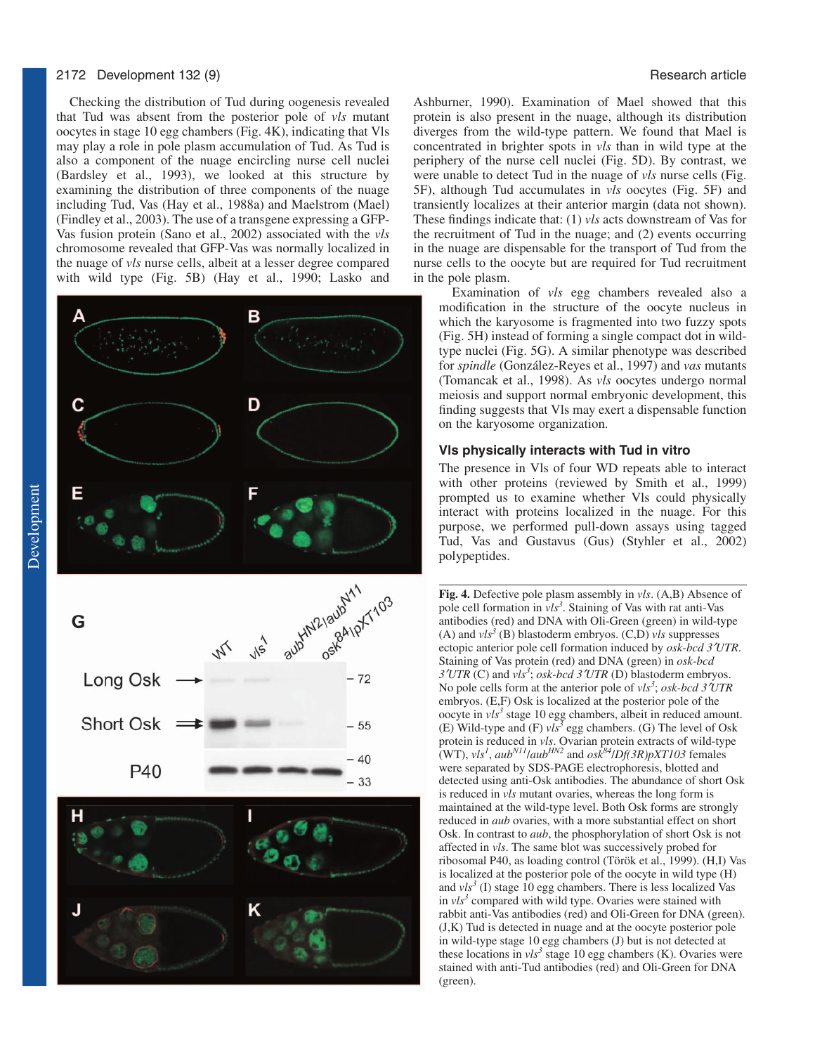Checking the distribution of Tud during oogenesis revealed that Tud was absent from the posterior pole of *vls* mutant oocytes in stage 10 egg chambers (Fig. 4K), indicating that Vls may play a role in pole plasm accumulation of Tud. As Tud is also a component of the nuage encircling nurse cell nuclei (Bardsley et al., 1993), we looked at this structure by examining the distribution of three components of the nuage including Tud, Vas (Hay et al., 1988a) and Maelstrom (Mael) (Findley et al., 2003). The use of a transgene expressing a GFP-Vas fusion protein (Sano et al., 2002) associated with the *vls* chromosome revealed that GFP-Vas was normally localized in the nuage of *vls* nurse cells, albeit at a lesser degree compared with wild type (Fig. 5B) (Hay et al., 1990; Lasko and Ashburner, 1990). Examination of Mael showed that this protein is also present in the nuage, although its distribution diverges from the wild-type pattern. We found that Mael is concentrated in brighter spots in *vls* than in wild type at the periphery of the nurse cell nuclei (Fig. 5D). By contrast, we were unable to detect Tud in the nuage of *vls* nurse cells (Fig. 5F), although Tud accumulates in *vls* oocytes (Fig. 5F) and transiently localizes at their anterior margin (data not shown). These findings indicate that: (1) *vls* acts downstream of Vas for the recruitment of Tud in the nuage; and (2) events occurring in the nuage are dispensable for the transport of Tud from the nurse cells to the oocyte but are required for Tud recruitment in the pole plasm.

Examination of *vls* egg chambers revealed also a modification in the structure of the oocyte nucleus in which the karyosome is fragmented into two fuzzy spots (Fig. 5H) instead of forming a single compact dot in wild-type nuclei (Fig. 5G). A similar phenotype was described for *spindle* (González-Reyes et al., 1997) and *vas* mutants (Tomancak et al., 1998). As *vls* oocytes undergo normal meiosis and support normal embryonic development, this finding suggests that Vls may exert a dispensable function on the karyosome organization.

### Vls physically interacts with Tud in vitro

The presence in Vls of four WD repeats able to interact with other proteins (reviewed by Smith et al., 1999) prompted us to examine whether Vls could physically interact with proteins localized in the nuage. For this purpose, we performed pull-down assays using tagged Tud, Vas and Gustavus (Gus) (Styhler et al., 2002) polypeptides.

A
B
C
D
E
F
G
WT
vls1
aubHN2/aubN11
osk84/pXT103
Long Osk
Short Osk
P40
– 72
– 55
– 40
– 33
H
I
J
K

**Fig. 4.** Defective pole plasm assembly in *vls*. (A,B) Absence of pole cell formation in *vls*[3]. Staining of Vas with rat anti-Vas antibodies (red) and DNA with Oli-Green (green) in wild-type (A) and *vls*[3] (B) blastoderm embryos. (C,D) *vls* suppresses ectopic anterior pole cell formation induced by *osk-bcd 3′UTR*. Staining of Vas protein (red) and DNA (green) in *osk-bcd 3′UTR* (C) and *vls*[3]; *osk-bcd 3′UTR* (D) blastoderm embryos. No pole cells form at the anterior pole of *vls*[3]; *osk-bcd 3′UTR* embryos. (E,F) Osk is localized at the posterior pole of the oocyte in *vls*[3] stage 10 egg chambers, albeit in reduced amount. (E) Wild-type and (F) *vls*[3] egg chambers. (G) The level of Osk protein is reduced in *vls*. Ovarian protein extracts of wild-type (WT), *vls*[1], *aub*[N11]/*aub*[HN2] and *osk*[84]/*Df(3R)pXT103* females were separated by SDS-PAGE electrophoresis, blotted and detected using anti-Osk antibodies. The abundance of short Osk is reduced in *vls* mutant ovaries, whereas the long form is maintained at the wild-type level. Both Osk forms are strongly reduced in *aub* ovaries, with a more substantial effect on short Osk. In contrast to *aub*, the phosphorylation of short Osk is not affected in *vls*. The same blot was successively probed for ribosomal P40, as loading control (Török et al., 1999). (H,I) Vas is localized at the posterior pole of the oocyte in wild type (H) and *vls*[3] (I) stage 10 egg chambers. There is less localized Vas in *vls*[3] compared with wild type. Ovaries were stained with rabbit anti-Vas antibodies (red) and Oli-Green for DNA (green). (J,K) Tud is detected in nuage and at the oocyte posterior pole in wild-type stage 10 egg chambers (J) but is not detected at these locations in *vls*[3] stage 10 egg chambers (K). Ovaries were stained with anti-Tud antibodies (red) and Oli-Green for DNA (green).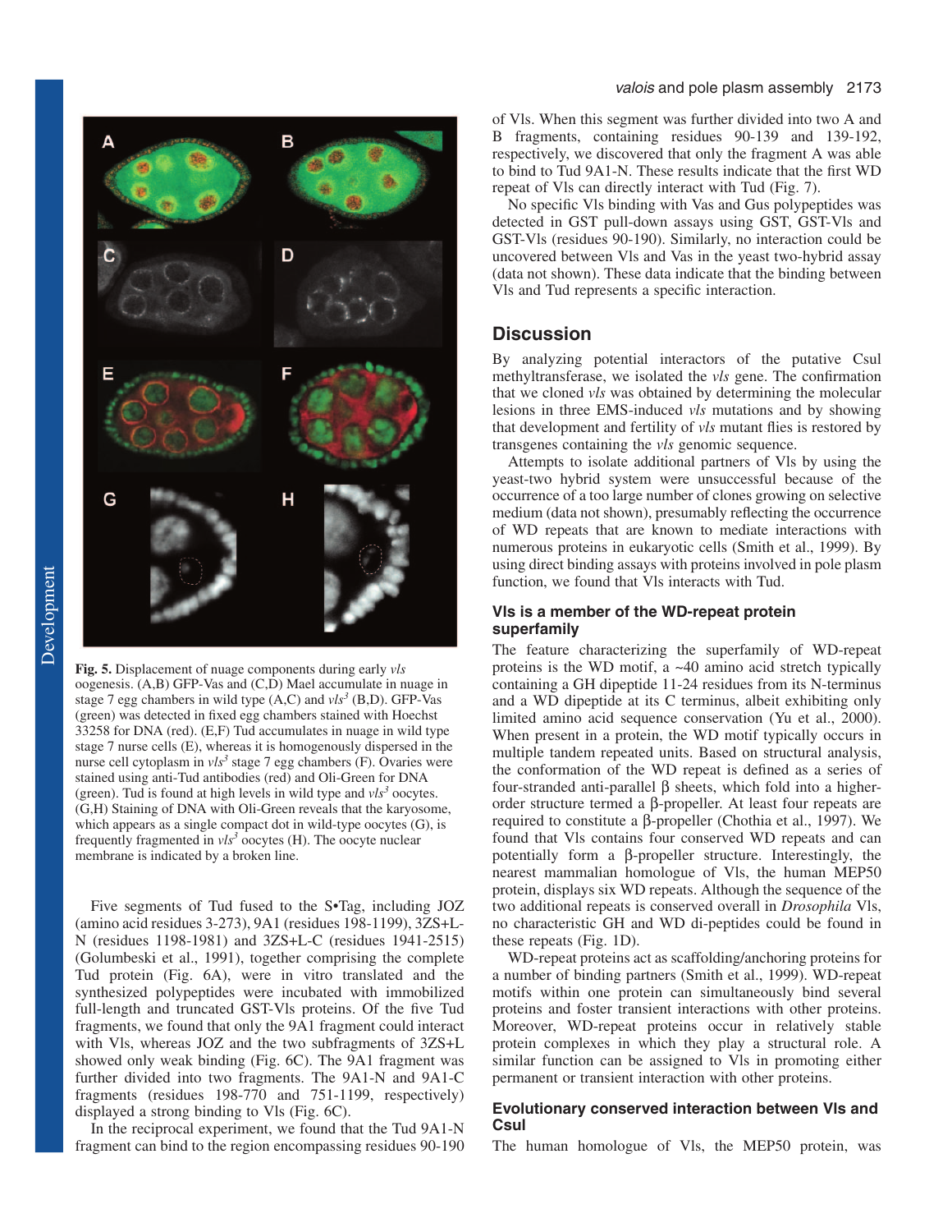**Fig. 5.** Displacement of nuage components during early *vls* oogenesis. (A,B) GFP-Vas and (C,D) Mael accumulate in nuage in stage 7 egg chambers in wild type (A,C) and *vls*[3] (B,D). GFP-Vas (green) was detected in fixed egg chambers stained with Hoechst 33258 for DNA (red). (E,F) Tud accumulates in nuage in wild type stage 7 nurse cells (E), whereas it is homogenously dispersed in the nurse cell cytoplasm in *vls*[3] stage 7 egg chambers (F). Ovaries were stained using anti-Tud antibodies (red) and Oli-Green for DNA (green). Tud is found at high levels in wild type and *vls*[3] oocytes. (G,H) Staining of DNA with Oli-Green reveals that the karyosome, which appears as a single compact dot in wild-type oocytes (G), is frequently fragmented in *vls*[3] oocytes (H). The oocyte nuclear membrane is indicated by a broken line.

Five segments of Tud fused to the S•Tag, including JOZ (amino acid residues 3-273), 9A1 (residues 198-1199), 3ZS+L-N (residues 1198-1981) and 3ZS+L-C (residues 1941-2515) (Golumbeski et al., 1991), together comprising the complete Tud protein (Fig. 6A), were in vitro translated and the synthesized polypeptides were incubated with immobilized full-length and truncated GST-Vls proteins. Of the five Tud fragments, we found that only the 9A1 fragment could interact with Vls, whereas JOZ and the two subfragments of 3ZS+L showed only weak binding (Fig. 6C). The 9A1 fragment was further divided into two fragments. The 9A1-N and 9A1-C fragments (residues 198-770 and 751-1199, respectively) displayed a strong binding to Vls (Fig. 6C).

In the reciprocal experiment, we found that the Tud 9A1-N fragment can bind to the region encompassing residues 90-190 of Vls. When this segment was further divided into two A and B fragments, containing residues 90-139 and 139-192, respectively, we discovered that only the fragment A was able to bind to Tud 9A1-N. These results indicate that the first WD repeat of Vls can directly interact with Tud (Fig. 7).

No specific Vls binding with Vas and Gus polypeptides was detected in GST pull-down assays using GST, GST-Vls and GST-Vls (residues 90-190). Similarly, no interaction could be uncovered between Vls and Vas in the yeast two-hybrid assay (data not shown). These data indicate that the binding between Vls and Tud represents a specific interaction.

## Discussion

By analyzing potential interactors of the putative Csul methyltransferase, we isolated the *vls* gene. The confirmation that we cloned *vls* was obtained by determining the molecular lesions in three EMS-induced *vls* mutations and by showing that development and fertility of *vls* mutant flies is restored by transgenes containing the *vls* genomic sequence.

Attempts to isolate additional partners of Vls by using the yeast-two hybrid system were unsuccessful because of the occurrence of a too large number of clones growing on selective medium (data not shown), presumably reflecting the occurrence of WD repeats that are known to mediate interactions with numerous proteins in eukaryotic cells (Smith et al., 1999). By using direct binding assays with proteins involved in pole plasm function, we found that Vls interacts with Tud.

### Vls is a member of the WD-repeat protein superfamily

The feature characterizing the superfamily of WD-repeat proteins is the WD motif, a ~40 amino acid stretch typically containing a GH dipeptide 11-24 residues from its N-terminus and a WD dipeptide at its C terminus, albeit exhibiting only limited amino acid sequence conservation (Yu et al., 2000). When present in a protein, the WD motif typically occurs in multiple tandem repeated units. Based on structural analysis, the conformation of the WD repeat is defined as a series of four-stranded anti-parallel β sheets, which fold into a higher-order structure termed a β-propeller. At least four repeats are required to constitute a β-propeller (Chothia et al., 1997). We found that Vls contains four conserved WD repeats and can potentially form a β-propeller structure. Interestingly, the nearest mammalian homologue of Vls, the human MEP50 protein, displays six WD repeats. Although the sequence of the two additional repeats is conserved overall in *Drosophila* Vls, no characteristic GH and WD di-peptides could be found in these repeats (Fig. 1D).

WD-repeat proteins act as scaffolding/anchoring proteins for a number of binding partners (Smith et al., 1999). WD-repeat motifs within one protein can simultaneously bind several proteins and foster transient interactions with other proteins. Moreover, WD-repeat proteins occur in relatively stable protein complexes in which they play a structural role. A similar function can be assigned to Vls in promoting either permanent or transient interaction with other proteins.

### Evolutionary conserved interaction between Vls and Csul

The human homologue of Vls, the MEP50 protein, was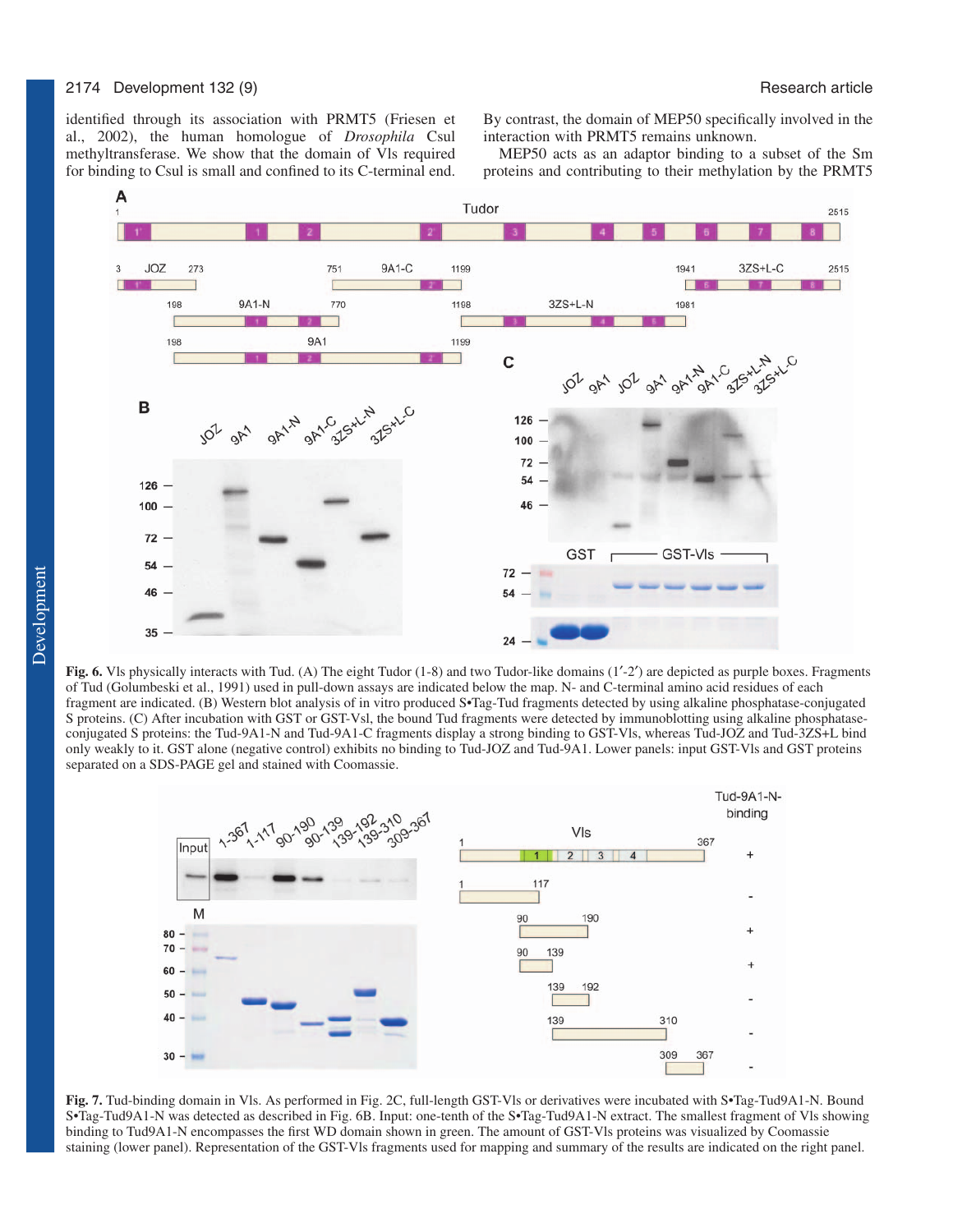identified through its association with PRMT5 (Friesen et al., 2002), the human homologue of *Drosophila* Csul methyltransferase. We show that the domain of Vls required for binding to Csul is small and confined to its C-terminal end. By contrast, the domain of MEP50 specifically involved in the interaction with PRMT5 remains unknown.

MEP50 acts as an adaptor binding to a subset of the Sm proteins and contributing to their methylation by the PRMT5

**Fig. 6.** Vls physically interacts with Tud. (A) The eight Tudor (1-8) and two Tudor-like domains (1′-2′) are depicted as purple boxes. Fragments of Tud (Golumbeski et al., 1991) used in pull-down assays are indicated below the map. N- and C-terminal amino acid residues of each fragment are indicated. (B) Western blot analysis of in vitro produced S•Tag-Tud fragments detected by using alkaline phosphatase-conjugated S proteins. (C) After incubation with GST or GST-Vsl, the bound Tud fragments were detected by immunoblotting using alkaline phosphatase-conjugated S proteins: the Tud-9A1-N and Tud-9A1-C fragments display a strong binding to GST-Vls, whereas Tud-JOZ and Tud-3ZS+L bind only weakly to it. GST alone (negative control) exhibits no binding to Tud-JOZ and Tud-9A1. Lower panels: input GST-Vls and GST proteins separated on a SDS-PAGE gel and stained with Coomassie.

**Fig. 7.** Tud-binding domain in Vls. As performed in Fig. 2C, full-length GST-Vls or derivatives were incubated with S•Tag-Tud9A1-N. Bound S•Tag-Tud9A1-N was detected as described in Fig. 6B. Input: one-tenth of the S•Tag-Tud9A1-N extract. The smallest fragment of Vls showing binding to Tud9A1-N encompasses the first WD domain shown in green. The amount of GST-Vls proteins was visualized by Coomassie staining (lower panel). Representation of the GST-Vls fragments used for mapping and summary of the results are indicated on the right panel.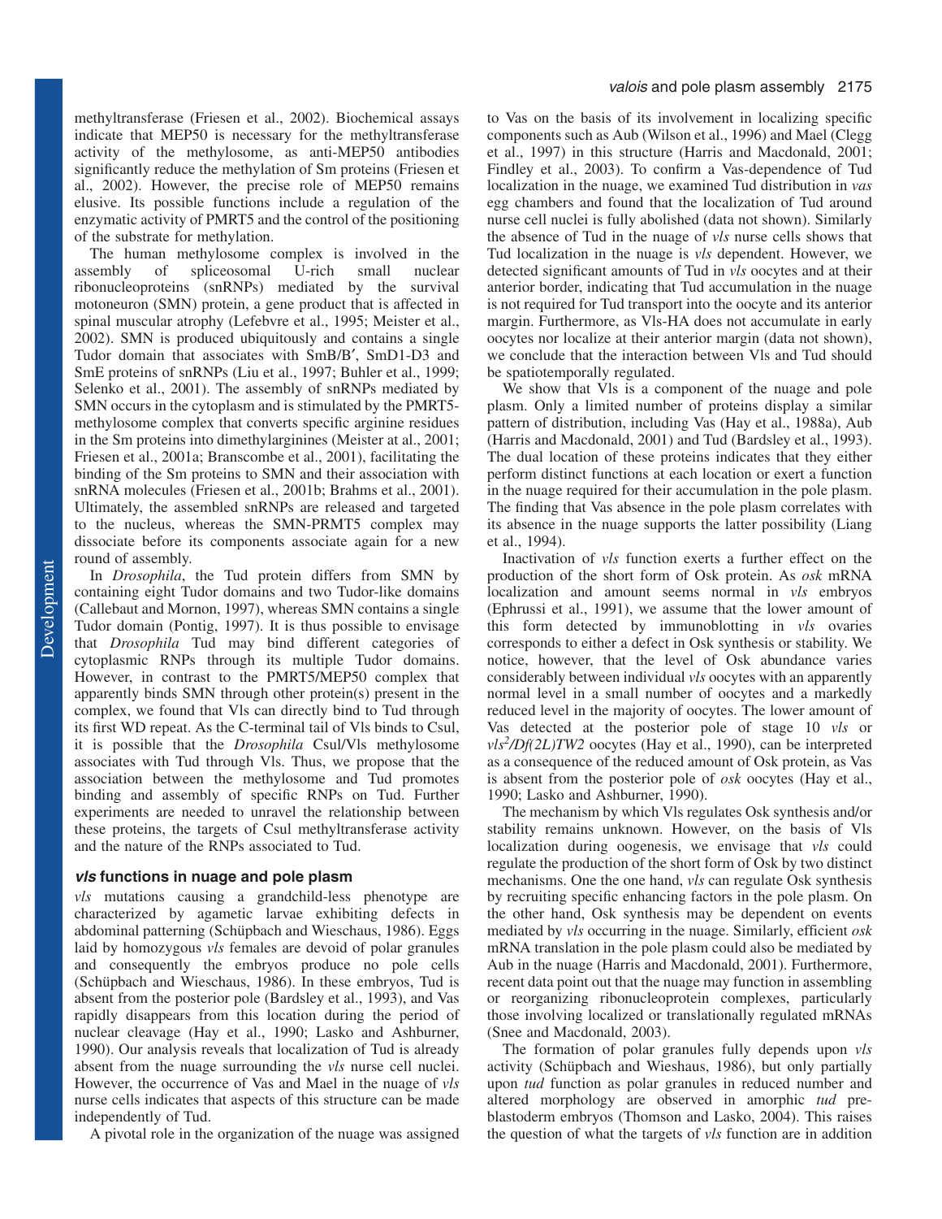methyltransferase (Friesen et al., 2002). Biochemical assays indicate that MEP50 is necessary for the methyltransferase activity of the methylosome, as anti-MEP50 antibodies significantly reduce the methylation of Sm proteins (Friesen et al., 2002). However, the precise role of MEP50 remains elusive. Its possible functions include a regulation of the enzymatic activity of PMRT5 and the control of the positioning of the substrate for methylation.

The human methylosome complex is involved in the assembly of spliceosomal U-rich small nuclear ribonucleoproteins (snRNPs) mediated by the survival motoneuron (SMN) protein, a gene product that is affected in spinal muscular atrophy (Lefebvre et al., 1995; Meister et al., 2002). SMN is produced ubiquitously and contains a single Tudor domain that associates with SmB/B′, SmD1-D3 and SmE proteins of snRNPs (Liu et al., 1997; Buhler et al., 1999; Selenko et al., 2001). The assembly of snRNPs mediated by SMN occurs in the cytoplasm and is stimulated by the PMRT5-methylosome complex that converts specific arginine residues in the Sm proteins into dimethylarginines (Meister at al., 2001; Friesen et al., 2001a; Branscombe et al., 2001), facilitating the binding of the Sm proteins to SMN and their association with snRNA molecules (Friesen et al., 2001b; Brahms et al., 2001). Ultimately, the assembled snRNPs are released and targeted to the nucleus, whereas the SMN-PRMT5 complex may dissociate before its components associate again for a new round of assembly.

In *Drosophila*, the Tud protein differs from SMN by containing eight Tudor domains and two Tudor-like domains (Callebaut and Mornon, 1997), whereas SMN contains a single Tudor domain (Pontig, 1997). It is thus possible to envisage that *Drosophila* Tud may bind different categories of cytoplasmic RNPs through its multiple Tudor domains. However, in contrast to the PMRT5/MEP50 complex that apparently binds SMN through other protein(s) present in the complex, we found that Vls can directly bind to Tud through its first WD repeat. As the C-terminal tail of Vls binds to Csul, it is possible that the *Drosophila* Csul/Vls methylosome associates with Tud through Vls. Thus, we propose that the association between the methylosome and Tud promotes binding and assembly of specific RNPs on Tud. Further experiments are needed to unravel the relationship between these proteins, the targets of Csul methyltransferase activity and the nature of the RNPs associated to Tud.

### *vls* functions in nuage and pole plasm

*vls* mutations causing a grandchild-less phenotype are characterized by agametic larvae exhibiting defects in abdominal patterning (Schüpbach and Wieschaus, 1986). Eggs laid by homozygous *vls* females are devoid of polar granules and consequently the embryos produce no pole cells (Schüpbach and Wieschaus, 1986). In these embryos, Tud is absent from the posterior pole (Bardsley et al., 1993), and Vas rapidly disappears from this location during the period of nuclear cleavage (Hay et al., 1990; Lasko and Ashburner, 1990). Our analysis reveals that localization of Tud is already absent from the nuage surrounding the *vls* nurse cell nuclei. However, the occurrence of Vas and Mael in the nuage of *vls* nurse cells indicates that aspects of this structure can be made independently of Tud.

A pivotal role in the organization of the nuage was assigned to Vas on the basis of its involvement in localizing specific components such as Aub (Wilson et al., 1996) and Mael (Clegg et al., 1997) in this structure (Harris and Macdonald, 2001; Findley et al., 2003). To confirm a Vas-dependence of Tud localization in the nuage, we examined Tud distribution in *vas* egg chambers and found that the localization of Tud around nurse cell nuclei is fully abolished (data not shown). Similarly the absence of Tud in the nuage of *vls* nurse cells shows that Tud localization in the nuage is *vls* dependent. However, we detected significant amounts of Tud in *vls* oocytes and at their anterior border, indicating that Tud accumulation in the nuage is not required for Tud transport into the oocyte and its anterior margin. Furthermore, as Vls-HA does not accumulate in early oocytes nor localize at their anterior margin (data not shown), we conclude that the interaction between Vls and Tud should be spatiotemporally regulated.

We show that Vls is a component of the nuage and pole plasm. Only a limited number of proteins display a similar pattern of distribution, including Vas (Hay et al., 1988a), Aub (Harris and Macdonald, 2001) and Tud (Bardsley et al., 1993). The dual location of these proteins indicates that they either perform distinct functions at each location or exert a function in the nuage required for their accumulation in the pole plasm. The finding that Vas absence in the pole plasm correlates with its absence in the nuage supports the latter possibility (Liang et al., 1994).

Inactivation of *vls* function exerts a further effect on the production of the short form of Osk protein. As *osk* mRNA localization and amount seems normal in *vls* embryos (Ephrussi et al., 1991), we assume that the lower amount of this form detected by immunoblotting in *vls* ovaries corresponds to either a defect in Osk synthesis or stability. We notice, however, that the level of Osk abundance varies considerably between individual *vls* oocytes with an apparently normal level in a small number of oocytes and a markedly reduced level in the majority of oocytes. The lower amount of Vas detected at the posterior pole of stage 10 *vls* or *vls*$^2$*/Df(2L)TW2* oocytes (Hay et al., 1990), can be interpreted as a consequence of the reduced amount of Osk protein, as Vas is absent from the posterior pole of *osk* oocytes (Hay et al., 1990; Lasko and Ashburner, 1990).

The mechanism by which Vls regulates Osk synthesis and/or stability remains unknown. However, on the basis of Vls localization during oogenesis, we envisage that *vls* could regulate the production of the short form of Osk by two distinct mechanisms. One the one hand, *vls* can regulate Osk synthesis by recruiting specific enhancing factors in the pole plasm. On the other hand, Osk synthesis may be dependent on events mediated by *vls* occurring in the nuage. Similarly, efficient *osk* mRNA translation in the pole plasm could also be mediated by Aub in the nuage (Harris and Macdonald, 2001). Furthermore, recent data point out that the nuage may function in assembling or reorganizing ribonucleoprotein complexes, particularly those involving localized or translationally regulated mRNAs (Snee and Macdonald, 2003).

The formation of polar granules fully depends upon *vls* activity (Schüpbach and Wieshaus, 1986), but only partially upon *tud* function as polar granules in reduced number and altered morphology are observed in amorphic *tud* pre-blastoderm embryos (Thomson and Lasko, 2004). This raises the question of what the targets of *vls* function are in addition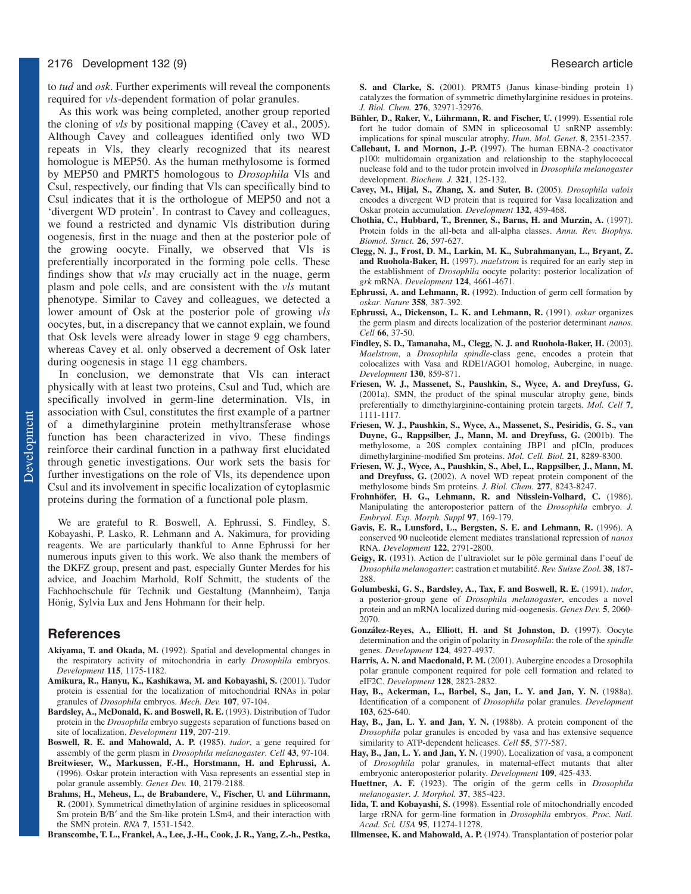to *tud* and *osk*. Further experiments will reveal the components required for *vls*-dependent formation of polar granules.

As this work was being completed, another group reported the cloning of *vls* by positional mapping (Cavey et al., 2005). Although Cavey and colleagues identified only two WD repeats in Vls, they clearly recognized that its nearest homologue is MEP50. As the human methylosome is formed by MEP50 and PMRT5 homologous to *Drosophila* Vls and Csul, respectively, our finding that Vls can specifically bind to Csul indicates that it is the orthologue of MEP50 and not a 'divergent WD protein'. In contrast to Cavey and colleagues, we found a restricted and dynamic Vls distribution during oogenesis, first in the nuage and then at the posterior pole of the growing oocyte. Finally, we observed that Vls is preferentially incorporated in the forming pole cells. These findings show that *vls* may crucially act in the nuage, germ plasm and pole cells, and are consistent with the *vls* mutant phenotype. Similar to Cavey and colleagues, we detected a lower amount of Osk at the posterior pole of growing *vls* oocytes, but, in a discrepancy that we cannot explain, we found that Osk levels were already lower in stage 9 egg chambers, whereas Cavey et al. only observed a decrement of Osk later during oogenesis in stage 11 egg chambers.

In conclusion, we demonstrate that Vls can interact physically with at least two proteins, Csul and Tud, which are specifically involved in germ-line determination. Vls, in association with Csul, constitutes the first example of a partner of a dimethylarginine protein methyltransferase whose function has been characterized in vivo. These findings reinforce their cardinal function in a pathway first elucidated through genetic investigations. Our work sets the basis for further investigations on the role of Vls, its dependence upon Csul and its involvement in specific localization of cytoplasmic proteins during the formation of a functional pole plasm.

We are grateful to R. Boswell, A. Ephrussi, S. Findley, S. Kobayashi, P. Lasko, R. Lehmann and A. Nakimura, for providing reagents. We are particularly thankful to Anne Ephrussi for her numerous inputs given to this work. We also thank the members of the DKFZ group, present and past, especially Gunter Merdes for his advice, and Joachim Marhold, Rolf Schmitt, the students of the Fachhochschule für Technik und Gestaltung (Mannheim), Tanja Hönig, Sylvia Lux and Jens Hohmann for their help.

## References

**Akiyama, T. and Okada, M.** (1992). Spatial and developmental changes in the respiratory activity of mitochondria in early *Drosophila* embryos. *Development* **115**, 1175-1182.

**Amikura, R., Hanyu, K., Kashikawa, M. and Kobayashi, S.** (2001). Tudor protein is essential for the localization of mitochondrial RNAs in polar granules of *Drosophila* embryos. *Mech. Dev.* **107**, 97-104.

**Bardsley, A., McDonald, K. and Boswell, R. E.** (1993). Distribution of Tudor protein in the *Drosophila* embryo suggests separation of functions based on site of localization. *Development* **119**, 207-219.

**Boswell, R. E. and Mahowald, A. P.** (1985). *tudor*, a gene required for assembly of the germ plasm in *Drosophila melanogaster*. *Cell* **43**, 97-104.

**Breitwieser, W., Markussen, F.-H., Horstmann, H. and Ephrussi, A.** (1996). Oskar protein interaction with Vasa represents an essential step in polar granule assembly. *Genes Dev.* **10**, 2179-2188.

**Brahms, H., Meheus, L., de Brabandere, V., Fischer, U. and Lührmann, R.** (2001). Symmetrical dimethylation of arginine residues in spliceosomal Sm protein B/B′ and the Sm-like protein LSm4, and their interaction with the SMN protein. *RNA* **7**, 1531-1542.

**Branscombe, T. L., Frankel, A., Lee, J.-H., Cook, J. R., Yang, Z.-h., Pestka, S. and Clarke, S.** (2001). PRMT5 (Janus kinase-binding protein 1) catalyzes the formation of symmetric dimethylarginine residues in proteins. *J. Biol. Chem.* **276**, 32971-32976.

**Bühler, D., Raker, V., Lührmann, R. and Fischer, U.** (1999). Essential role fort he tudor domain of SMN in spliceosomal U snRNP assembly: implications for spinal muscular atrophy. *Hum. Mol. Genet.* **8**, 2351-2357.

**Callebaut, I. and Mornon, J.-P.** (1997). The human EBNA-2 coactivator p100: multidomain organization and relationship to the staphylococcal nuclease fold and to the tudor protein involved in *Drosophila melanogaster* development. *Biochem. J.* **321**, 125-132.

**Cavey, M., Hijal, S., Zhang, X. and Suter, B.** (2005). *Drosophila valois* encodes a divergent WD protein that is required for Vasa localization and Oskar protein accumulation. *Development* **132**, 459-468.

**Chothia, C., Hubbard, T., Brenner, S., Barns, H. and Murzin, A.** (1997). Protein folds in the all-beta and all-alpha classes. *Annu. Rev. Biophys. Biomol. Struct.* **26**, 597-627.

**Clegg, N. J., Frost, D. M., Larkin, M. K., Subrahmanyan, L., Bryant, Z. and Ruohola-Baker, H.** (1997). *maelstrom* is required for an early step in the establishment of *Drosophila* oocyte polarity: posterior localization of *grk* mRNA. *Development* **124**, 4661-4671.

**Ephrussi, A. and Lehmann, R.** (1992). Induction of germ cell formation by *oskar*. *Nature* **358**, 387-392.

**Ephrussi, A., Dickenson, L. K. and Lehmann, R.** (1991). *oskar* organizes the germ plasm and directs localization of the posterior determinant *nanos*. *Cell* **66**, 37-50.

**Findley, S. D., Tamanaha, M., Clegg, N. J. and Ruohola-Baker, H.** (2003). *Maelstrom*, a *Drosophila spindle*-class gene, encodes a protein that colocalizes with Vasa and RDE1/AGO1 homolog, Aubergine, in nuage. *Development* **130**, 859-871.

**Friesen, W. J., Massenet, S., Paushkin, S., Wyce, A. and Dreyfuss, G.** (2001a). SMN, the product of the spinal muscular atrophy gene, binds preferentially to dimethylarginine-containing protein targets. *Mol. Cell* **7**, 1111-1117.

**Friesen, W. J., Paushkin, S., Wyce, A., Massenet, S., Pesiridis, G. S., van Duyne, G., Rappsilber, J., Mann, M. and Dreyfuss, G.** (2001b). The methylosome, a 20S complex containing JBP1 and pICln, produces dimethylarginine-modified Sm proteins. *Mol. Cell. Biol.* **21**, 8289-8300.

**Friesen, W. J., Wyce, A., Paushkin, S., Abel, L., Rappsilber, J., Mann, M. and Dreyfuss, G.** (2002). A novel WD repeat protein component of the methylosome binds Sm proteins. *J. Biol. Chem.* **277**, 8243-8247.

**Frohnhöfer, H. G., Lehmann, R. and Nüsslein-Volhard, C.** (1986). Manipulating the anteroposterior pattern of the *Drosophila* embryo. *J. Embryol. Exp. Morph. Suppl* **97**, 169-179.

**Gavis, E. R., Lunsford, L., Bergsten, S. E. and Lehmann, R.** (1996). A conserved 90 nucleotide element mediates translational repression of *nanos* RNA. *Development* **122**, 2791-2800.

**Geigy, R.** (1931). Action de l'ultraviolet sur le pôle germinal dans l'oeuf de *Drosophila melanogaster*: castration et mutabilité. *Rev. Suisse Zool.* **38**, 187-288.

**Golumbeski, G. S., Bardsley, A., Tax, F. and Boswell, R. E.** (1991). *tudor*, a posterior-group gene of *Drosophila melanogaster*, encodes a novel protein and an mRNA localized during mid-oogenesis. *Genes Dev.* **5**, 2060-2070.

**González-Reyes, A., Elliott, H. and St Johnston, D.** (1997). Oocyte determination and the origin of polarity in *Drosophila*: the role of the *spindle* genes. *Development* **124**, 4927-4937.

**Harris, A. N. and Macdonald, P. M.** (2001). Aubergine encodes a Drosophila polar granule component required for pole cell formation and related to eIF2C. *Development* **128**, 2823-2832.

**Hay, B., Ackerman, L., Barbel, S., Jan, L. Y. and Jan, Y. N.** (1988a). Identification of a component of *Drosophila* polar granules. *Development* **103**, 625-640.

**Hay, B., Jan, L. Y. and Jan, Y. N.** (1988b). A protein component of the *Drosophila* polar granules is encoded by vasa and has extensive sequence similarity to ATP-dependent helicases. *Cell* **55**, 577-587.

**Hay, B., Jan, L. Y. and Jan, Y. N.** (1990). Localization of vasa, a component of *Drosophila* polar granules, in maternal-effect mutants that alter embryonic anteroposterior polarity. *Development* **109**, 425-433.

**Huettner, A. F.** (1923). The origin of the germ cells in *Drosophila melanogaster*. *J. Morphol.* **37**, 385-423.

**Iida, T. and Kobayashi, S.** (1998). Essential role of mitochondrially encoded large rRNA for germ-line formation in *Drosophila* embryos. *Proc. Natl. Acad. Sci. USA* **95**, 11274-11278.

**Illmensee, K. and Mahowald, A. P.** (1974). Transplantation of posterior polar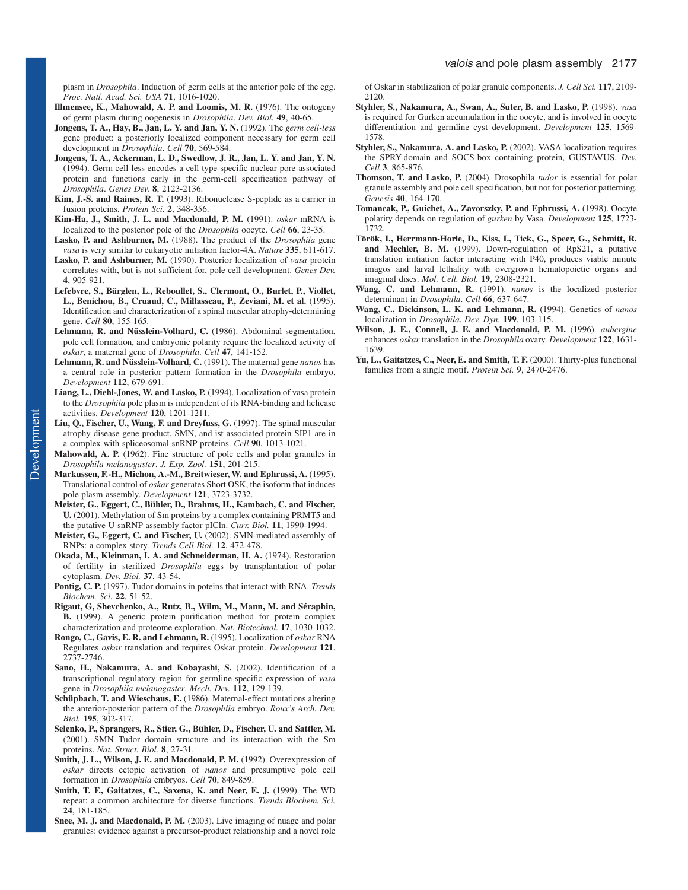plasm in *Drosophila*. Induction of germ cells at the anterior pole of the egg. *Proc. Natl. Acad. Sci. USA* **71**, 1016-1020.

**Illmensee, K., Mahowald, A. P. and Loomis, M. R.** (1976). The ontogeny of germ plasm during oogenesis in *Drosophila*. *Dev. Biol.* **49**, 40-65.

**Jongens, T. A., Hay, B., Jan, L. Y. and Jan, Y. N.** (1992). The *germ cell-less* gene product: a posteriorly localized component necessary for germ cell development in *Drosophila*. *Cell* **70**, 569-584.

**Jongens, T. A., Ackerman, L. D., Swedlow, J. R., Jan, L. Y. and Jan, Y. N.** (1994). Germ cell-less encodes a cell type-specific nuclear pore-associated protein and functions early in the germ-cell specification pathway of *Drosophila*. *Genes Dev.* **8**, 2123-2136.

**Kim, J.-S. and Raines, R. T.** (1993). Ribonuclease S-peptide as a carrier in fusion proteins. *Protein Sci.* **2**, 348-356.

**Kim-Ha, J., Smith, J. L. and Macdonald, P. M.** (1991). *oskar* mRNA is localized to the posterior pole of the *Drosophila* oocyte. *Cell* **66**, 23-35.

**Lasko, P. and Ashburner, M.** (1988). The product of the *Drosophila* gene *vasa* is very similar to eukaryotic initiation factor-4A. *Nature* **335**, 611-617.

**Lasko, P. and Ashburner, M.** (1990). Posterior localization of *vasa* protein correlates with, but is not sufficient for, pole cell development. *Genes Dev.* **4**, 905-921.

**Lefebvre, S., Bürglen, L., Reboullet, S., Clermont, O., Burlet, P., Viollet, L., Benichou, B., Cruaud, C., Millasseau, P., Zeviani, M. et al.** (1995). Identification and characterization of a spinal muscular atrophy-determining gene. *Cell* **80**, 155-165.

**Lehmann, R. and Nüsslein-Volhard, C.** (1986). Abdominal segmentation, pole cell formation, and embryonic polarity require the localized activity of *oskar*, a maternal gene of *Drosophila*. *Cell* **47**, 141-152.

**Lehmann, R. and Nüsslein-Volhard, C.** (1991). The maternal gene *nanos* has a central role in posterior pattern formation in the *Drosophila* embryo. *Development* **112**, 679-691.

**Liang, L., Diehl-Jones, W. and Lasko, P.** (1994). Localization of vasa protein to the *Drosophila* pole plasm is independent of its RNA-binding and helicase activities. *Development* **120**, 1201-1211.

**Liu, Q., Fischer, U., Wang, F. and Dreyfuss, G.** (1997). The spinal muscular atrophy disease gene product, SMN, and ist associated protein SIP1 are in a complex with spliceosomal snRNP proteins. *Cell* **90**, 1013-1021.

**Mahowald, A. P.** (1962). Fine structure of pole cells and polar granules in *Drosophila melanogaster*. *J. Exp. Zool.* **151**, 201-215.

**Markussen, F.-H., Michon, A.-M., Breitwieser, W. and Ephrussi, A.** (1995). Translational control of *oskar* generates Short OSK, the isoform that induces pole plasm assembly. *Development* **121**, 3723-3732.

**Meister, G., Eggert, C., Bühler, D., Brahms, H., Kambach, C. and Fischer, U.** (2001). Methylation of Sm proteins by a complex containing PRMT5 and the putative U snRNP assembly factor pICln. *Curr. Biol.* **11**, 1990-1994.

**Meister, G., Eggert, C. and Fischer, U.** (2002). SMN-mediated assembly of RNPs: a complex story. *Trends Cell Biol.* **12**, 472-478.

**Okada, M., Kleinman, I. A. and Schneiderman, H. A.** (1974). Restoration of fertility in sterilized *Drosophila* eggs by transplantation of polar cytoplasm. *Dev. Biol.* **37**, 43-54.

**Pontig, C. P.** (1997). Tudor domains in poteins that interact with RNA. *Trends Biochem. Sci.* **22**, 51-52.

**Rigaut, G, Shevchenko, A., Rutz, B., Wilm, M., Mann, M. and Séraphin, B.** (1999). A generic protein purification method for protein complex characterization and proteome exploration. *Nat. Biotechnol.* **17**, 1030-1032.

**Rongo, C., Gavis, E. R. and Lehmann, R.** (1995). Localization of *oskar* RNA Regulates *oskar* translation and requires Oskar protein. *Development* **121**, 2737-2746.

**Sano, H., Nakamura, A. and Kobayashi, S.** (2002). Identification of a transcriptional regulatory region for germline-specific expression of *vasa* gene in *Drosophila melanogaster*. *Mech. Dev.* **112**, 129-139.

**Schüpbach, T. and Wieschaus, E.** (1986). Maternal-effect mutations altering the anterior-posterior pattern of the *Drosophila* embryo. *Roux's Arch. Dev. Biol.* **195**, 302-317.

**Selenko, P., Sprangers, R., Stier, G., Bühler, D., Fischer, U. and Sattler, M.** (2001). SMN Tudor domain structure and its interaction with the Sm proteins. *Nat. Struct. Biol.* **8**, 27-31.

**Smith, J. L., Wilson, J. E. and Macdonald, P. M.** (1992). Overexpression of *oskar* directs ectopic activation of *nanos* and presumptive pole cell formation in *Drosophila* embryos. *Cell* **70**, 849-859.

**Smith, T. F., Gaitatzes, C., Saxena, K. and Neer, E. J.** (1999). The WD repeat: a common architecture for diverse functions. *Trends Biochem. Sci.* **24**, 181-185.

**Snee, M. J. and Macdonald, P. M.** (2003). Live imaging of nuage and polar granules: evidence against a precursor-product relationship and a novel role of Oskar in stabilization of polar granule components. *J. Cell Sci.* **117**, 2109-2120.

**Styhler, S., Nakamura, A., Swan, A., Suter, B. and Lasko, P.** (1998). *vasa* is required for Gurken accumulation in the oocyte, and is involved in oocyte differentiation and germline cyst development. *Development* **125**, 1569-1578.

**Styhler, S., Nakamura, A. and Lasko, P.** (2002). VASA localization requires the SPRY-domain and SOCS-box containing protein, GUSTAVUS. *Dev. Cell* **3**, 865-876.

**Thomson, T. and Lasko, P.** (2004). Drosophila *tudor* is essential for polar granule assembly and pole cell specification, but not for posterior patterning. *Genesis* **40**, 164-170.

**Tomancak, P., Guichet, A., Zavorszky, P. and Ephrussi, A.** (1998). Oocyte polarity depends on regulation of *gurken* by Vasa. *Development* **125**, 1723-1732.

**Török, I., Herrmann-Horle, D., Kiss, I., Tick, G., Speer, G., Schmitt, R. and Mechler, B. M.** (1999). Down-regulation of RpS21, a putative translation initiation factor interacting with P40, produces viable minute imagos and larval lethality with overgrown hematopoietic organs and imaginal discs. *Mol. Cell. Biol.* **19**, 2308-2321.

**Wang, C. and Lehmann, R.** (1991). *nanos* is the localized posterior determinant in *Drosophila*. *Cell* **66**, 637-647.

**Wang, C., Dickinson, L. K. and Lehmann, R.** (1994). Genetics of *nanos* localization in *Drosophila*. *Dev. Dyn.* **199**, 103-115.

**Wilson, J. E., Connell, J. E. and Macdonald, P. M.** (1996). *aubergine* enhances *oskar* translation in the *Drosophila* ovary. *Development* **122**, 1631-1639.

**Yu, L., Gaitatzes, C., Neer, E. and Smith, T. F.** (2000). Thirty-plus functional families from a single motif. *Protein Sci.* **9**, 2470-2476.